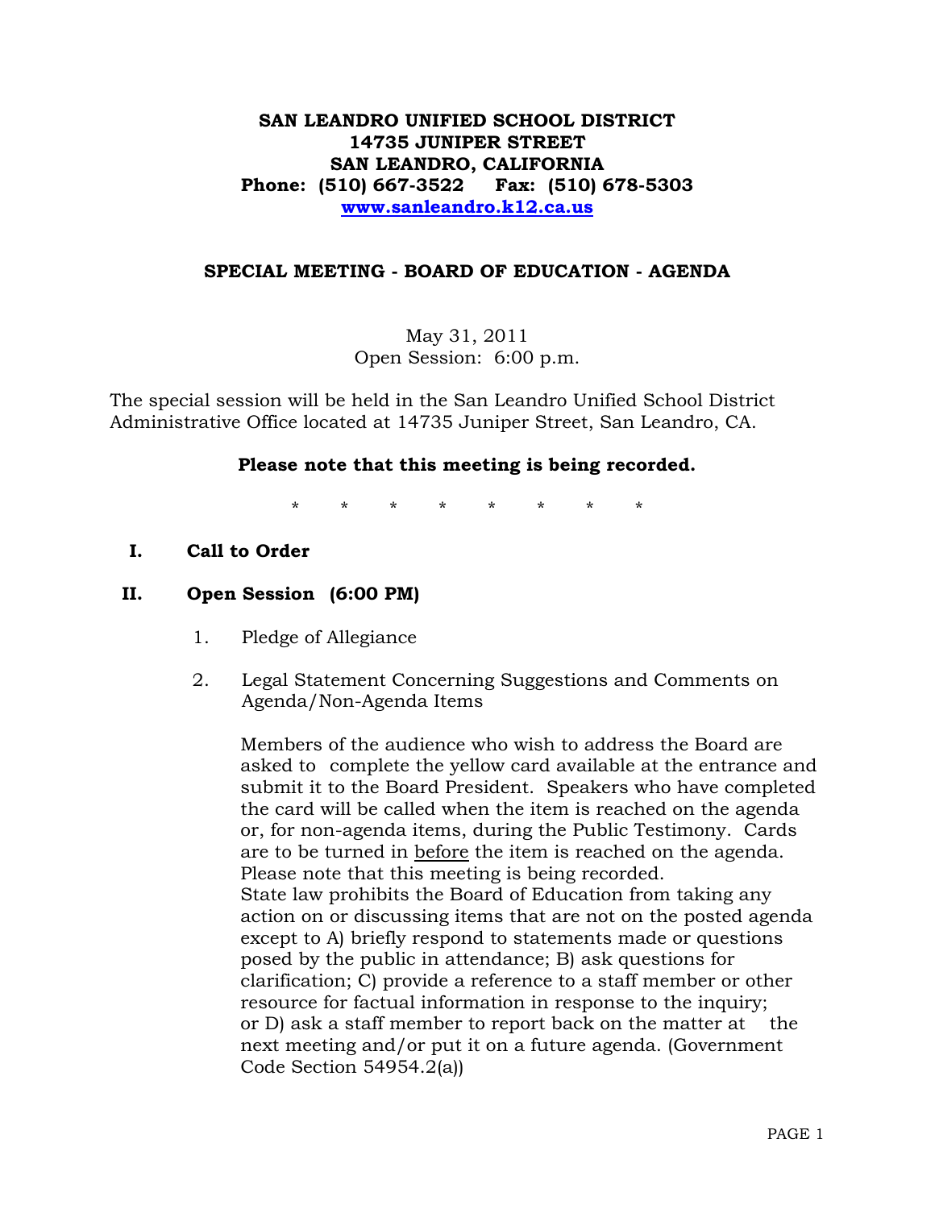**SAN LEANDRO UNIFIED SCHOOL DISTRICT**
**14735 JUNIPER STREET**
**SAN LEANDRO, CALIFORNIA**
**Phone: (510) 667-3522 Fax: (510) 678-5303**
**www.sanleandro.k12.ca.us**

## SPECIAL MEETING - BOARD OF EDUCATION - AGENDA

May 31, 2011
Open Session: 6:00 p.m.

The special session will be held in the San Leandro Unified School District Administrative Office located at 14735 Juniper Street, San Leandro, CA.

**Please note that this meeting is being recorded.**

\* \* \* \* \* \* \* \*

**I. Call to Order**

**II. Open Session (6:00 PM)**

1. Pledge of Allegiance

2. Legal Statement Concerning Suggestions and Comments on Agenda/Non-Agenda Items

   Members of the audience who wish to address the Board are asked to complete the yellow card available at the entrance and submit it to the Board President. Speakers who have completed the card will be called when the item is reached on the agenda or, for non-agenda items, during the Public Testimony. Cards are to be turned in <u>before</u> the item is reached on the agenda. Please note that this meeting is being recorded.
   State law prohibits the Board of Education from taking any action on or discussing items that are not on the posted agenda except to A) briefly respond to statements made or questions posed by the public in attendance; B) ask questions for clarification; C) provide a reference to a staff member or other resource for factual information in response to the inquiry; or D) ask a staff member to report back on the matter at the next meeting and/or put it on a future agenda. (Government Code Section 54954.2(a))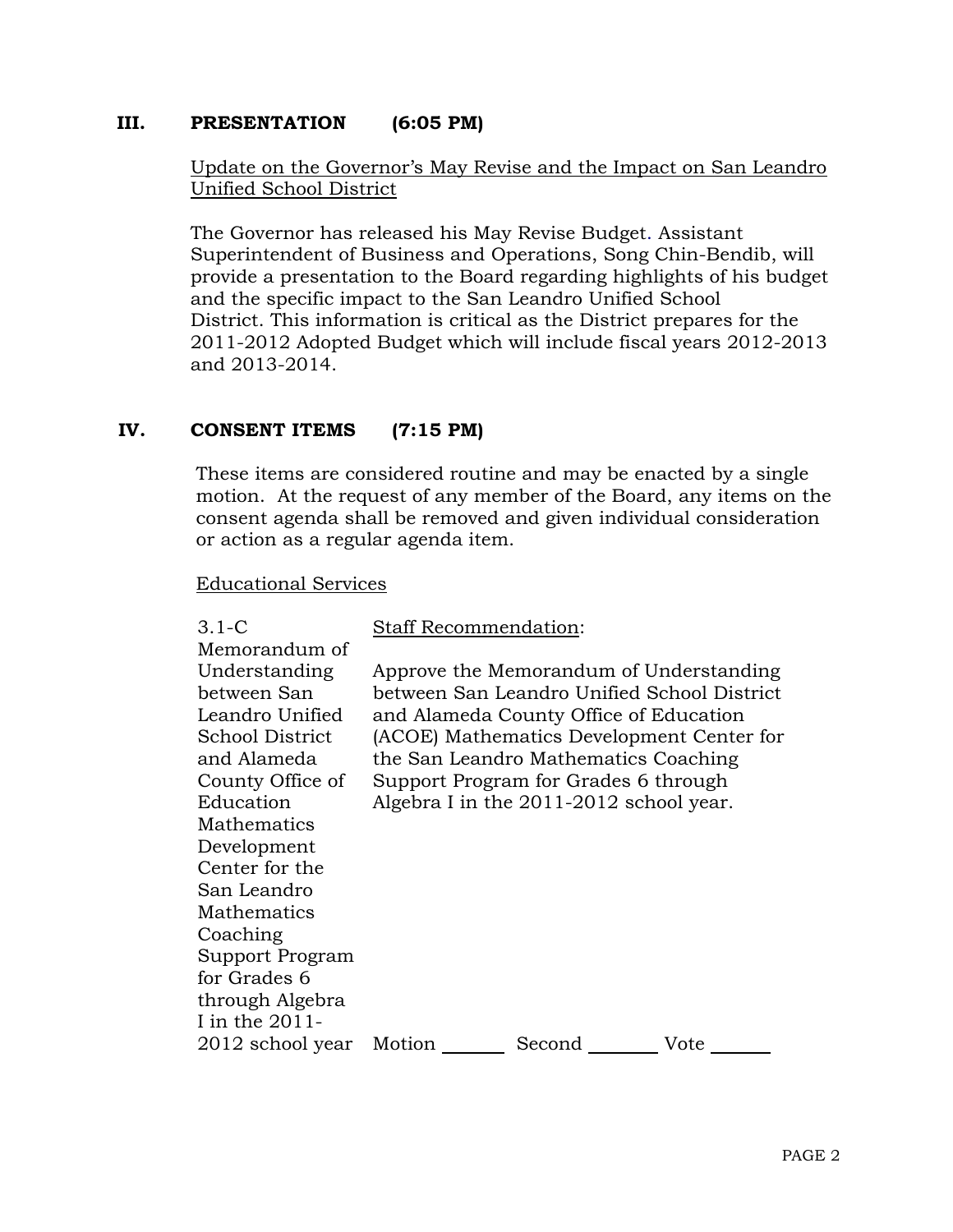## III. PRESENTATION (6:05 PM)

Update on the Governor's May Revise and the Impact on San Leandro Unified School District

The Governor has released his May Revise Budget. Assistant Superintendent of Business and Operations, Song Chin-Bendib, will provide a presentation to the Board regarding highlights of his budget and the specific impact to the San Leandro Unified School District. This information is critical as the District prepares for the 2011-2012 Adopted Budget which will include fiscal years 2012-2013 and 2013-2014.

## IV. CONSENT ITEMS (7:15 PM)

These items are considered routine and may be enacted by a single motion. At the request of any member of the Board, any items on the consent agenda shall be removed and given individual consideration or action as a regular agenda item.

Educational Services

| | |
|---|---|
| 3.1-C Memorandum of Understanding between San Leandro Unified School District and Alameda County Office of Education Mathematics Development Center for the San Leandro Mathematics Coaching Support Program for Grades 6 through Algebra I in the 2011-2012 school year | Staff Recommendation:<br><br>Approve the Memorandum of Understanding between San Leandro Unified School District and Alameda County Office of Education (ACOE) Mathematics Development Center for the San Leandro Mathematics Coaching Support Program for Grades 6 through Algebra I in the 2011-2012 school year.<br><br>Motion ______ Second ______ Vote ______ |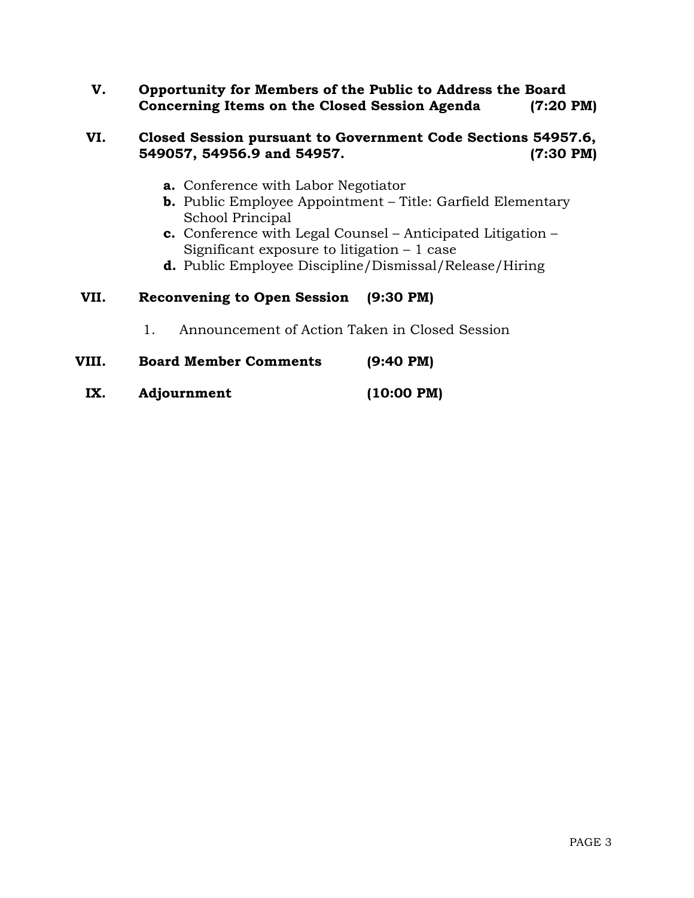**V. Opportunity for Members of the Public to Address the Board Concerning Items on the Closed Session Agenda (7:20 PM)**

**VI. Closed Session pursuant to Government Code Sections 54957.6, 549057, 54956.9 and 54957. (7:30 PM)**

- **a.** Conference with Labor Negotiator
- **b.** Public Employee Appointment – Title: Garfield Elementary School Principal
- **c.** Conference with Legal Counsel – Anticipated Litigation – Significant exposure to litigation – 1 case
- **d.** Public Employee Discipline/Dismissal/Release/Hiring

**VII. Reconvening to Open Session (9:30 PM)**

1. Announcement of Action Taken in Closed Session

**VIII. Board Member Comments (9:40 PM)**

**IX. Adjournment (10:00 PM)**